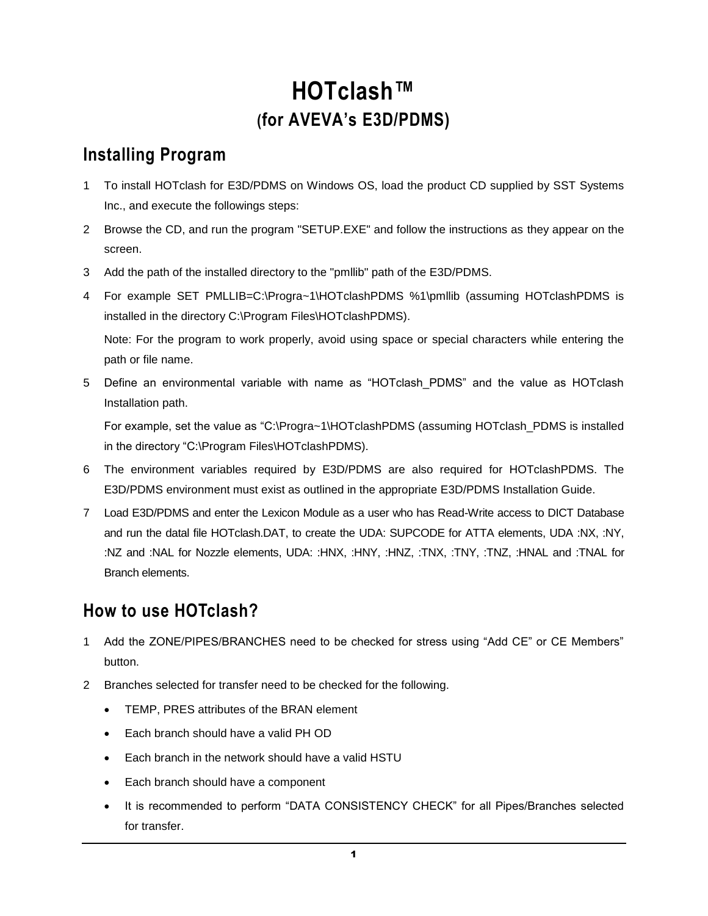# HOTclash™

## (for AVEVA's E3D/PDMS)

## Installing Program

1. To install HOTclash for E3D/PDMS on Windows OS, load the product CD supplied by SST Systems Inc., and execute the followings steps:
2. Browse the CD, and run the program "SETUP.EXE" and follow the instructions as they appear on the screen.
3. Add the path of the installed directory to the "pmllib" path of the E3D/PDMS.
4. For example SET PMLLIB=C:\Progra~1\HOTclashPDMS %1\pmllib (assuming HOTclashPDMS is installed in the directory C:\Program Files\HOTclashPDMS).

   Note: For the program to work properly, avoid using space or special characters while entering the path or file name.
5. Define an environmental variable with name as "HOTclash_PDMS" and the value as HOTclash Installation path.

   For example, set the value as "C:\Progra~1\HOTclashPDMS (assuming HOTclash_PDMS is installed in the directory "C:\Program Files\HOTclashPDMS).
6. The environment variables required by E3D/PDMS are also required for HOTclashPDMS. The E3D/PDMS environment must exist as outlined in the appropriate E3D/PDMS Installation Guide.
7. Load E3D/PDMS and enter the Lexicon Module as a user who has Read-Write access to DICT Database and run the datal file HOTclash.DAT, to create the UDA: SUPCODE for ATTA elements, UDA :NX, :NY, :NZ and :NAL for Nozzle elements, UDA: :HNX, :HNY, :HNZ, :TNX, :TNY, :TNZ, :HNAL and :TNAL for Branch elements.

## How to use HOTclash?

1. Add the ZONE/PIPES/BRANCHES need to be checked for stress using "Add CE" or CE Members" button.
2. Branches selected for transfer need to be checked for the following.
   - TEMP, PRES attributes of the BRAN element
   - Each branch should have a valid PH OD
   - Each branch in the network should have a valid HSTU
   - Each branch should have a component
   - It is recommended to perform "DATA CONSISTENCY CHECK" for all Pipes/Branches selected for transfer.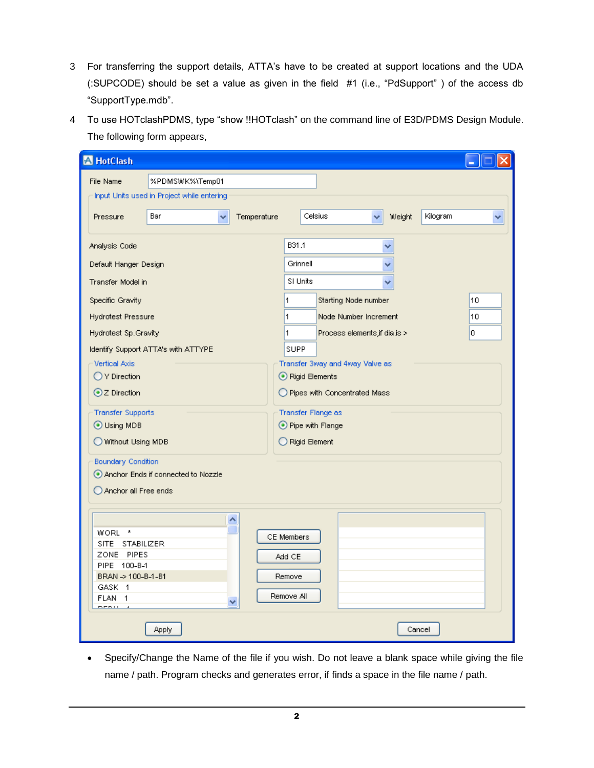3. For transferring the support details, ATTA's have to be created at support locations and the UDA (:SUPCODE) should be set a value as given in the field #1 (i.e., "PdSupport" ) of the access db "SupportType.mdb".

4. To use HOTclashPDMS, type "show !!HOTclash" on the command line of E3D/PDMS Design Module. The following form appears,

- Specify/Change the Name of the file if you wish. Do not leave a blank space while giving the file name / path. Program checks and generates error, if finds a space in the file name / path.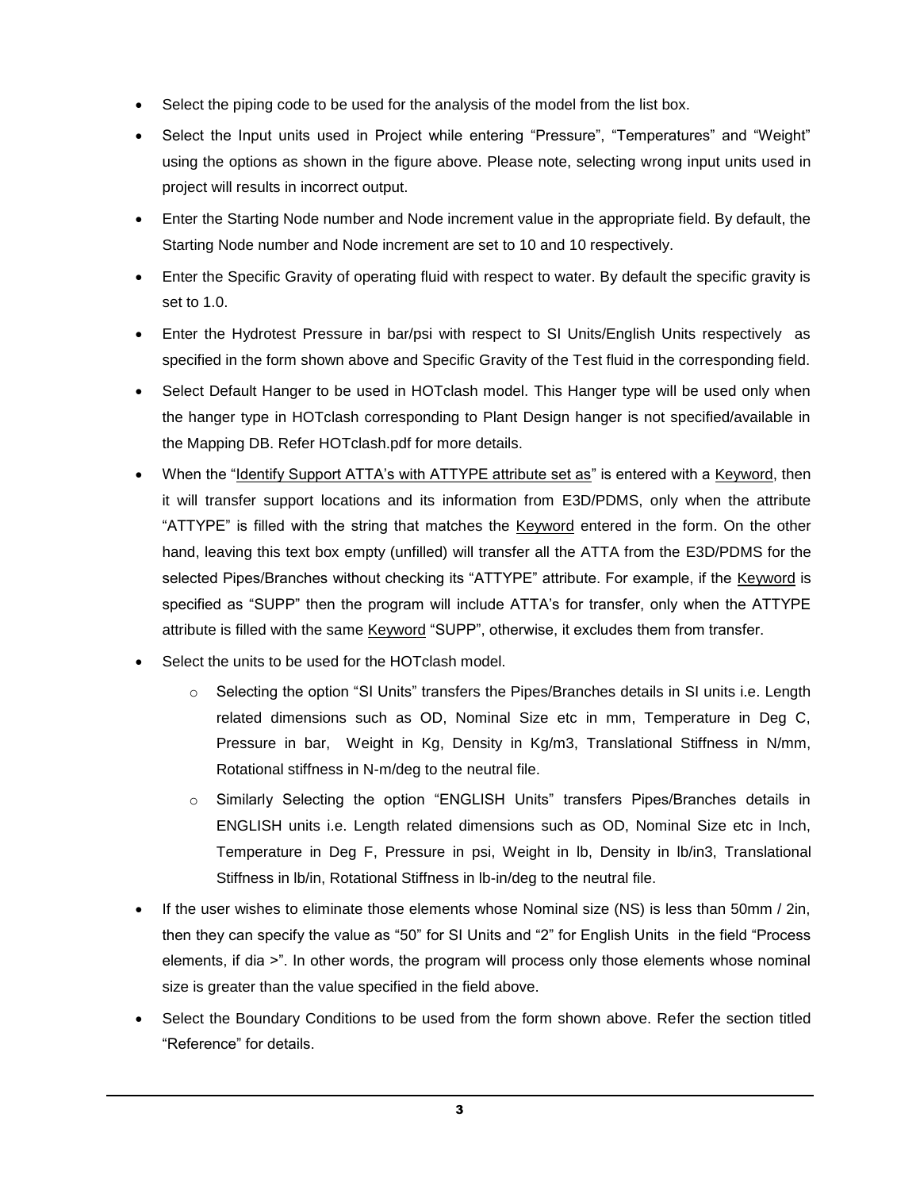- Select the piping code to be used for the analysis of the model from the list box.
- Select the Input units used in Project while entering "Pressure", "Temperatures" and "Weight" using the options as shown in the figure above. Please note, selecting wrong input units used in project will results in incorrect output.
- Enter the Starting Node number and Node increment value in the appropriate field. By default, the Starting Node number and Node increment are set to 10 and 10 respectively.
- Enter the Specific Gravity of operating fluid with respect to water. By default the specific gravity is set to 1.0.
- Enter the Hydrotest Pressure in bar/psi with respect to SI Units/English Units respectively as specified in the form shown above and Specific Gravity of the Test fluid in the corresponding field.
- Select Default Hanger to be used in HOTclash model. This Hanger type will be used only when the hanger type in HOTclash corresponding to Plant Design hanger is not specified/available in the Mapping DB. Refer HOTclash.pdf for more details.
- When the "Identify Support ATTA's with ATTYPE attribute set as" is entered with a Keyword, then it will transfer support locations and its information from E3D/PDMS, only when the attribute "ATTYPE" is filled with the string that matches the Keyword entered in the form. On the other hand, leaving this text box empty (unfilled) will transfer all the ATTA from the E3D/PDMS for the selected Pipes/Branches without checking its "ATTYPE" attribute. For example, if the Keyword is specified as "SUPP" then the program will include ATTA's for transfer, only when the ATTYPE attribute is filled with the same Keyword "SUPP", otherwise, it excludes them from transfer.
- Select the units to be used for the HOTclash model.
  - Selecting the option "SI Units" transfers the Pipes/Branches details in SI units i.e. Length related dimensions such as OD, Nominal Size etc in mm, Temperature in Deg C, Pressure in bar, Weight in Kg, Density in Kg/m3, Translational Stiffness in N/mm, Rotational stiffness in N-m/deg to the neutral file.
  - Similarly Selecting the option "ENGLISH Units" transfers Pipes/Branches details in ENGLISH units i.e. Length related dimensions such as OD, Nominal Size etc in Inch, Temperature in Deg F, Pressure in psi, Weight in lb, Density in lb/in3, Translational Stiffness in lb/in, Rotational Stiffness in lb-in/deg to the neutral file.
- If the user wishes to eliminate those elements whose Nominal size (NS) is less than 50mm / 2in, then they can specify the value as "50" for SI Units and "2" for English Units in the field "Process elements, if dia >". In other words, the program will process only those elements whose nominal size is greater than the value specified in the field above.
- Select the Boundary Conditions to be used from the form shown above. Refer the section titled "Reference" for details.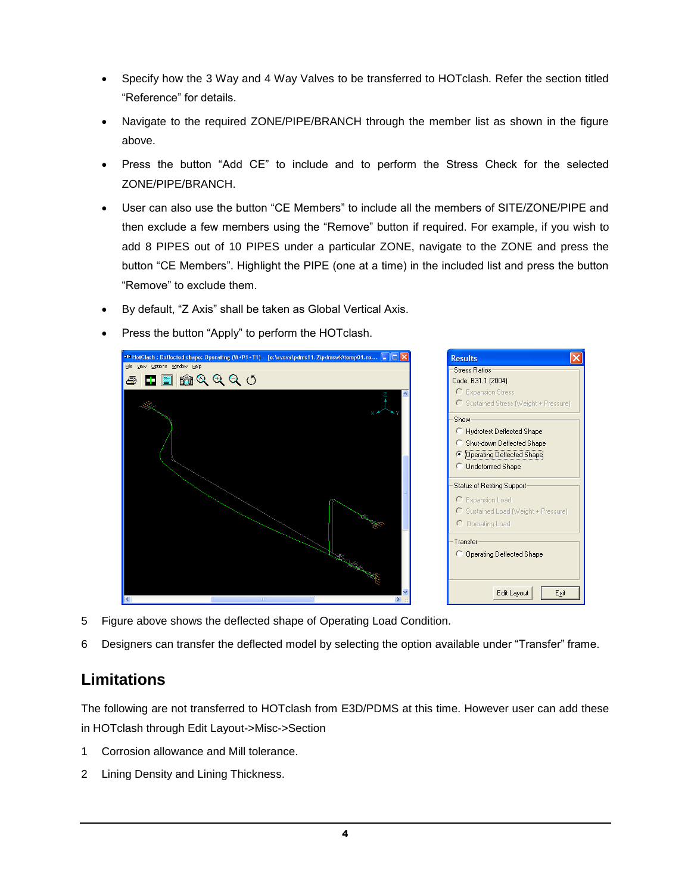- Specify how the 3 Way and 4 Way Valves to be transferred to HOTclash. Refer the section titled "Reference" for details.
- Navigate to the required ZONE/PIPE/BRANCH through the member list as shown in the figure above.
- Press the button "Add CE" to include and to perform the Stress Check for the selected ZONE/PIPE/BRANCH.
- User can also use the button "CE Members" to include all the members of SITE/ZONE/PIPE and then exclude a few members using the "Remove" button if required. For example, if you wish to add 8 PIPES out of 10 PIPES under a particular ZONE, navigate to the ZONE and press the button "CE Members". Highlight the PIPE (one at a time) in the included list and press the button "Remove" to exclude them.
- By default, "Z Axis" shall be taken as Global Vertical Axis.
- Press the button "Apply" to perform the HOTclash.

5 Figure above shows the deflected shape of Operating Load Condition.

6 Designers can transfer the deflected model by selecting the option available under "Transfer" frame.

## Limitations

The following are not transferred to HOTclash from E3D/PDMS at this time. However user can add these in HOTclash through Edit Layout->Misc->Section

1 Corrosion allowance and Mill tolerance.

2 Lining Density and Lining Thickness.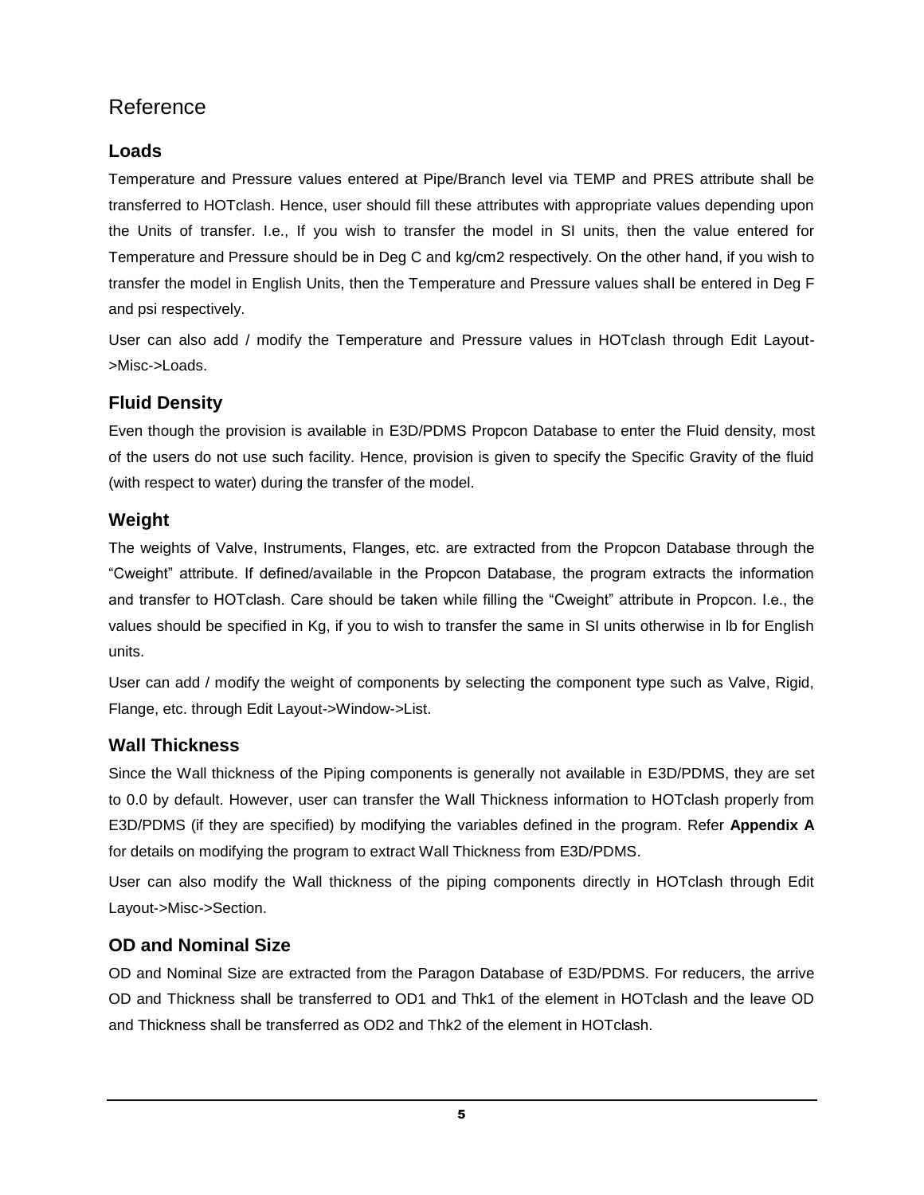# Reference

## Loads

Temperature and Pressure values entered at Pipe/Branch level via TEMP and PRES attribute shall be transferred to HOTclash. Hence, user should fill these attributes with appropriate values depending upon the Units of transfer. I.e., If you wish to transfer the model in SI units, then the value entered for Temperature and Pressure should be in Deg C and kg/cm2 respectively. On the other hand, if you wish to transfer the model in English Units, then the Temperature and Pressure values shall be entered in Deg F and psi respectively.

User can also add / modify the Temperature and Pressure values in HOTclash through Edit Layout->Misc->Loads.

## Fluid Density

Even though the provision is available in E3D/PDMS Propcon Database to enter the Fluid density, most of the users do not use such facility. Hence, provision is given to specify the Specific Gravity of the fluid (with respect to water) during the transfer of the model.

## Weight

The weights of Valve, Instruments, Flanges, etc. are extracted from the Propcon Database through the "Cweight" attribute. If defined/available in the Propcon Database, the program extracts the information and transfer to HOTclash. Care should be taken while filling the "Cweight" attribute in Propcon. I.e., the values should be specified in Kg, if you to wish to transfer the same in SI units otherwise in lb for English units.

User can add / modify the weight of components by selecting the component type such as Valve, Rigid, Flange, etc. through Edit Layout->Window->List.

## Wall Thickness

Since the Wall thickness of the Piping components is generally not available in E3D/PDMS, they are set to 0.0 by default. However, user can transfer the Wall Thickness information to HOTclash properly from E3D/PDMS (if they are specified) by modifying the variables defined in the program. Refer **Appendix A** for details on modifying the program to extract Wall Thickness from E3D/PDMS.

User can also modify the Wall thickness of the piping components directly in HOTclash through Edit Layout->Misc->Section.

## OD and Nominal Size

OD and Nominal Size are extracted from the Paragon Database of E3D/PDMS. For reducers, the arrive OD and Thickness shall be transferred to OD1 and Thk1 of the element in HOTclash and the leave OD and Thickness shall be transferred as OD2 and Thk2 of the element in HOTclash.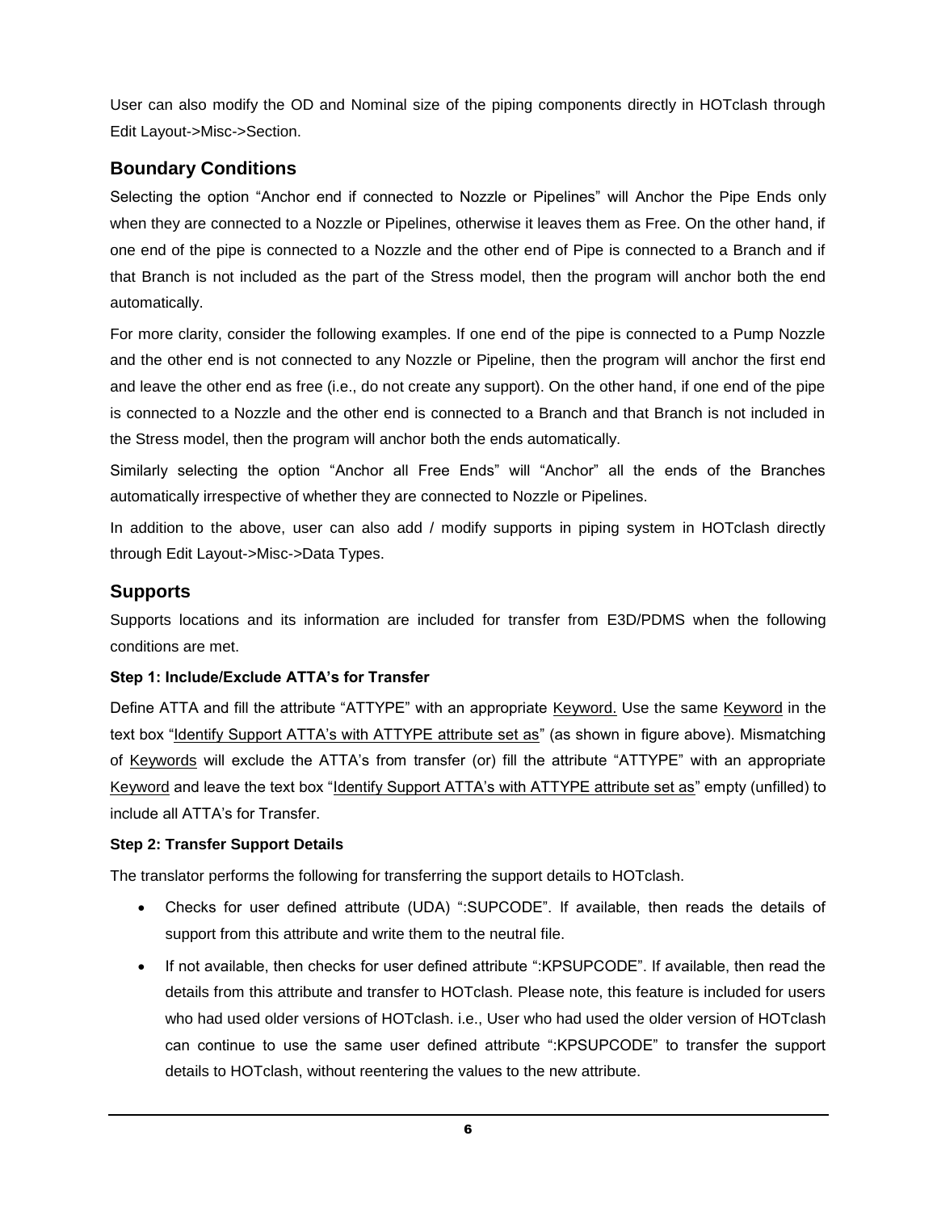User can also modify the OD and Nominal size of the piping components directly in HOTclash through Edit Layout->Misc->Section.

## Boundary Conditions

Selecting the option "Anchor end if connected to Nozzle or Pipelines" will Anchor the Pipe Ends only when they are connected to a Nozzle or Pipelines, otherwise it leaves them as Free. On the other hand, if one end of the pipe is connected to a Nozzle and the other end of Pipe is connected to a Branch and if that Branch is not included as the part of the Stress model, then the program will anchor both the end automatically.

For more clarity, consider the following examples. If one end of the pipe is connected to a Pump Nozzle and the other end is not connected to any Nozzle or Pipeline, then the program will anchor the first end and leave the other end as free (i.e., do not create any support). On the other hand, if one end of the pipe is connected to a Nozzle and the other end is connected to a Branch and that Branch is not included in the Stress model, then the program will anchor both the ends automatically.

Similarly selecting the option "Anchor all Free Ends" will "Anchor" all the ends of the Branches automatically irrespective of whether they are connected to Nozzle or Pipelines.

In addition to the above, user can also add / modify supports in piping system in HOTclash directly through Edit Layout->Misc->Data Types.

## Supports

Supports locations and its information are included for transfer from E3D/PDMS when the following conditions are met.

#### Step 1: Include/Exclude ATTA's for Transfer

Define ATTA and fill the attribute "ATTYPE" with an appropriate <u>Keyword.</u> Use the same <u>Keyword</u> in the text box "<u>Identify Support ATTA's with ATTYPE attribute set as</u>" (as shown in figure above). Mismatching of <u>Keywords</u> will exclude the ATTA's from transfer (or) fill the attribute "ATTYPE" with an appropriate <u>Keyword</u> and leave the text box "<u>Identify Support ATTA's with ATTYPE attribute set as</u>" empty (unfilled) to include all ATTA's for Transfer.

#### Step 2: Transfer Support Details

The translator performs the following for transferring the support details to HOTclash.

- Checks for user defined attribute (UDA) ":SUPCODE". If available, then reads the details of support from this attribute and write them to the neutral file.
- If not available, then checks for user defined attribute ":KPSUPCODE". If available, then read the details from this attribute and transfer to HOTclash. Please note, this feature is included for users who had used older versions of HOTclash. i.e., User who had used the older version of HOTclash can continue to use the same user defined attribute ":KPSUPCODE" to transfer the support details to HOTclash, without reentering the values to the new attribute.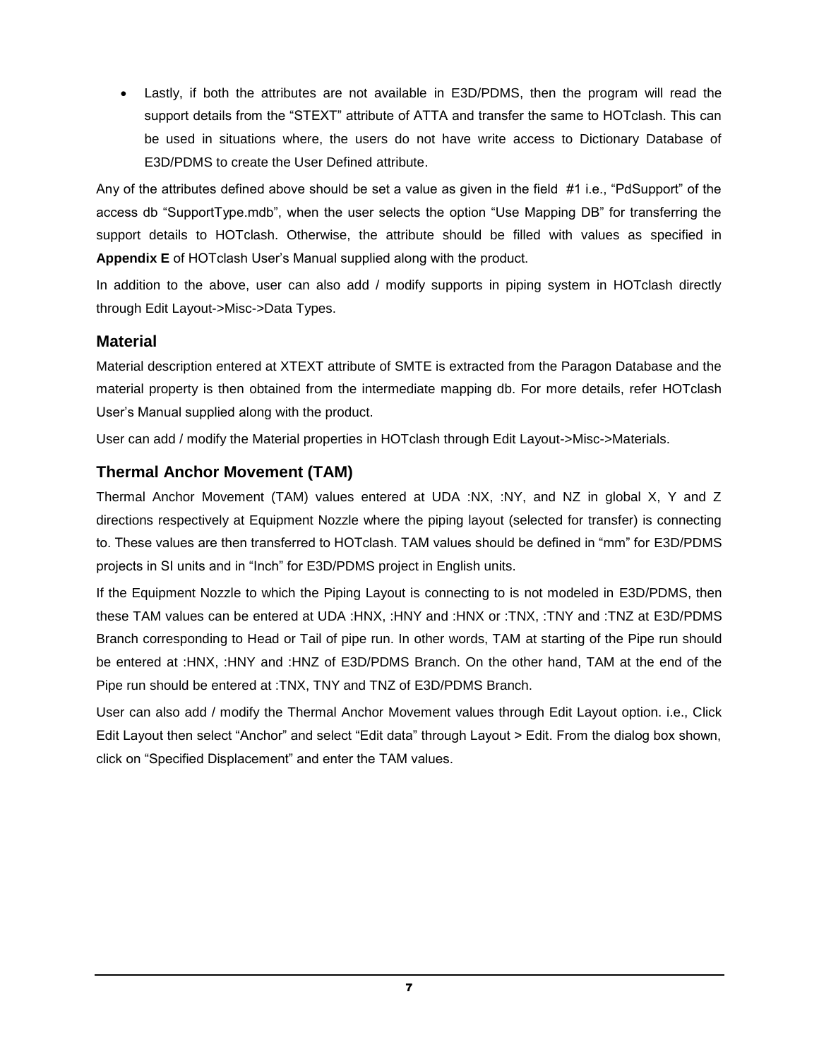- Lastly, if both the attributes are not available in E3D/PDMS, then the program will read the support details from the “STEXT” attribute of ATTA and transfer the same to HOTclash. This can be used in situations where, the users do not have write access to Dictionary Database of E3D/PDMS to create the User Defined attribute.

Any of the attributes defined above should be set a value as given in the field #1 i.e., “PdSupport” of the access db “SupportType.mdb”, when the user selects the option “Use Mapping DB” for transferring the support details to HOTclash. Otherwise, the attribute should be filled with values as specified in **Appendix E** of HOTclash User’s Manual supplied along with the product.

In addition to the above, user can also add / modify supports in piping system in HOTclash directly through Edit Layout->Misc->Data Types.

### Material

Material description entered at XTEXT attribute of SMTE is extracted from the Paragon Database and the material property is then obtained from the intermediate mapping db. For more details, refer HOTclash User’s Manual supplied along with the product.

User can add / modify the Material properties in HOTclash through Edit Layout->Misc->Materials.

### Thermal Anchor Movement (TAM)

Thermal Anchor Movement (TAM) values entered at UDA :NX, :NY, and NZ in global X, Y and Z directions respectively at Equipment Nozzle where the piping layout (selected for transfer) is connecting to. These values are then transferred to HOTclash. TAM values should be defined in “mm” for E3D/PDMS projects in SI units and in “Inch” for E3D/PDMS project in English units.

If the Equipment Nozzle to which the Piping Layout is connecting to is not modeled in E3D/PDMS, then these TAM values can be entered at UDA :HNX, :HNY and :HNX or :TNX, :TNY and :TNZ at E3D/PDMS Branch corresponding to Head or Tail of pipe run. In other words, TAM at starting of the Pipe run should be entered at :HNX, :HNY and :HNZ of E3D/PDMS Branch. On the other hand, TAM at the end of the Pipe run should be entered at :TNX, TNY and TNZ of E3D/PDMS Branch.

User can also add / modify the Thermal Anchor Movement values through Edit Layout option. i.e., Click Edit Layout then select “Anchor” and select “Edit data” through Layout > Edit. From the dialog box shown, click on “Specified Displacement” and enter the TAM values.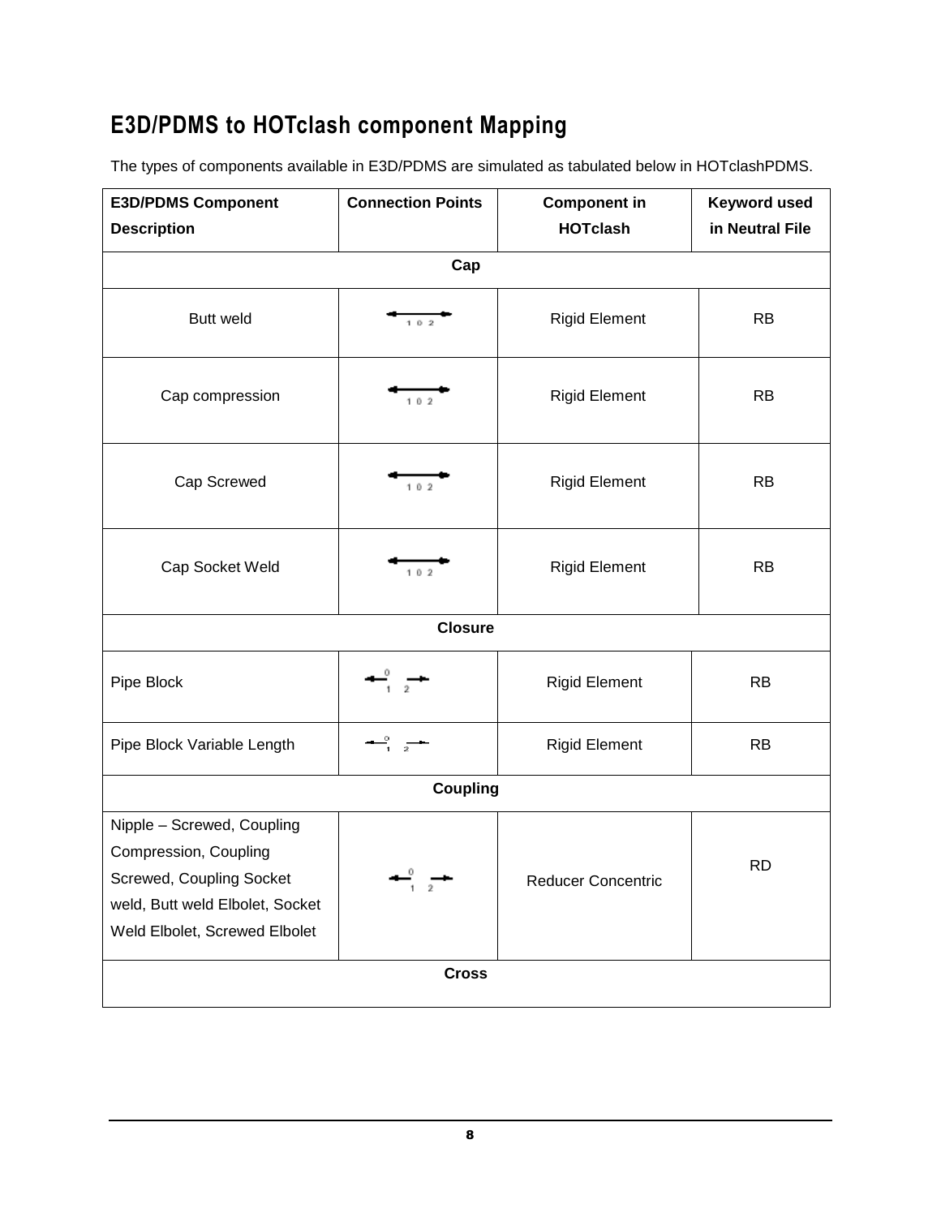## E3D/PDMS to HOTclash component Mapping

The types of components available in E3D/PDMS are simulated as tabulated below in HOTclashPDMS.

| E3D/PDMS Component Description | Connection Points | Component in HOTclash | Keyword used in Neutral File |
|---|---|---|---|
| **Cap** | | | |
| Butt weld | 1 0 2 | Rigid Element | RB |
| Cap compression | 1 0 2 | Rigid Element | RB |
| Cap Screwed | 1 0 2 | Rigid Element | RB |
| Cap Socket Weld | 1 0 2 | Rigid Element | RB |
| **Closure** | | | |
| Pipe Block | 0 1 2 | Rigid Element | RB |
| Pipe Block Variable Length | 0 1 2 | Rigid Element | RB |
| **Coupling** | | | |
| Nipple – Screwed, Coupling Compression, Coupling Screwed, Coupling Socket weld, Butt weld Elbolet, Socket Weld Elbolet, Screwed Elbolet | 0 1 2 | Reducer Concentric | RD |
| **Cross** | | | |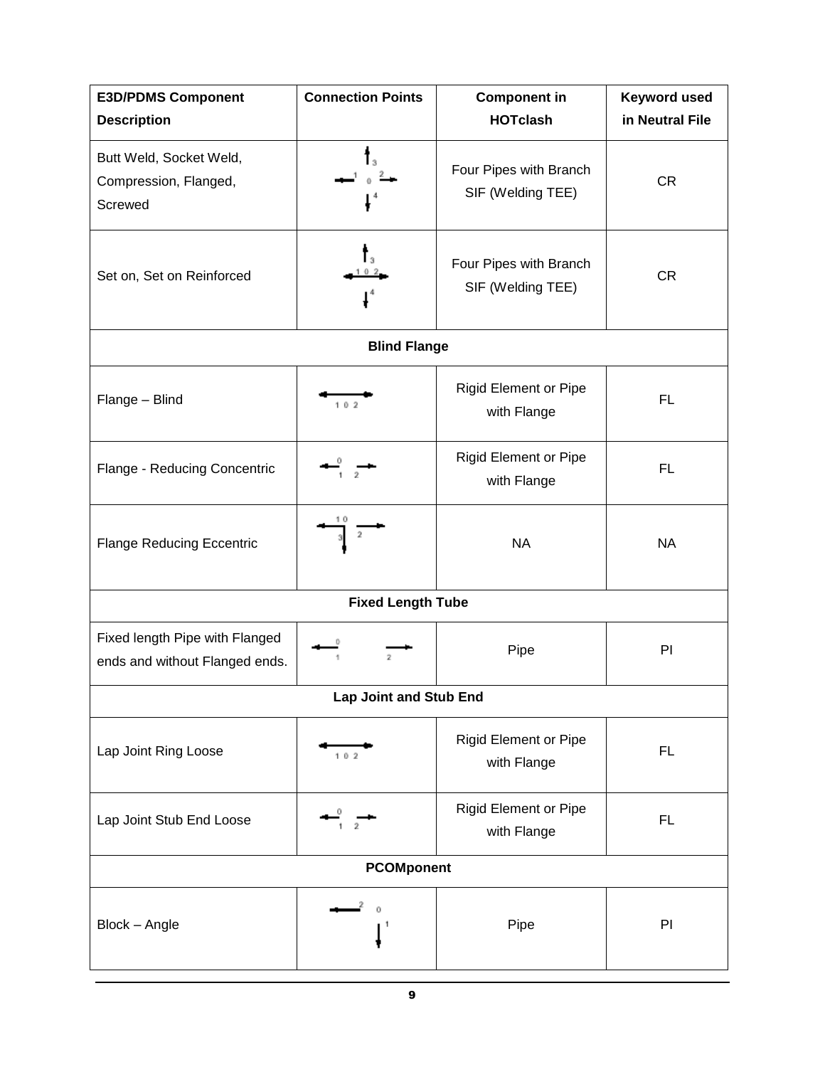| E3D/PDMS Component Description | Connection Points | Component in HOTclash | Keyword used in Neutral File |
|---|---|---|---|
| Butt Weld, Socket Weld, Compression, Flanged, Screwed | | Four Pipes with Branch SIF (Welding TEE) | CR |
| Set on, Set on Reinforced | | Four Pipes with Branch SIF (Welding TEE) | CR |
| **Blind Flange** | | | |
| Flange – Blind | | Rigid Element or Pipe with Flange | FL |
| Flange - Reducing Concentric | | Rigid Element or Pipe with Flange | FL |
| Flange Reducing Eccentric | | NA | NA |
| **Fixed Length Tube** | | | |
| Fixed length Pipe with Flanged ends and without Flanged ends. | | Pipe | PI |
| **Lap Joint and Stub End** | | | |
| Lap Joint Ring Loose | | Rigid Element or Pipe with Flange | FL |
| Lap Joint Stub End Loose | | Rigid Element or Pipe with Flange | FL |
| **PCOMponent** | | | |
| Block – Angle | | Pipe | PI |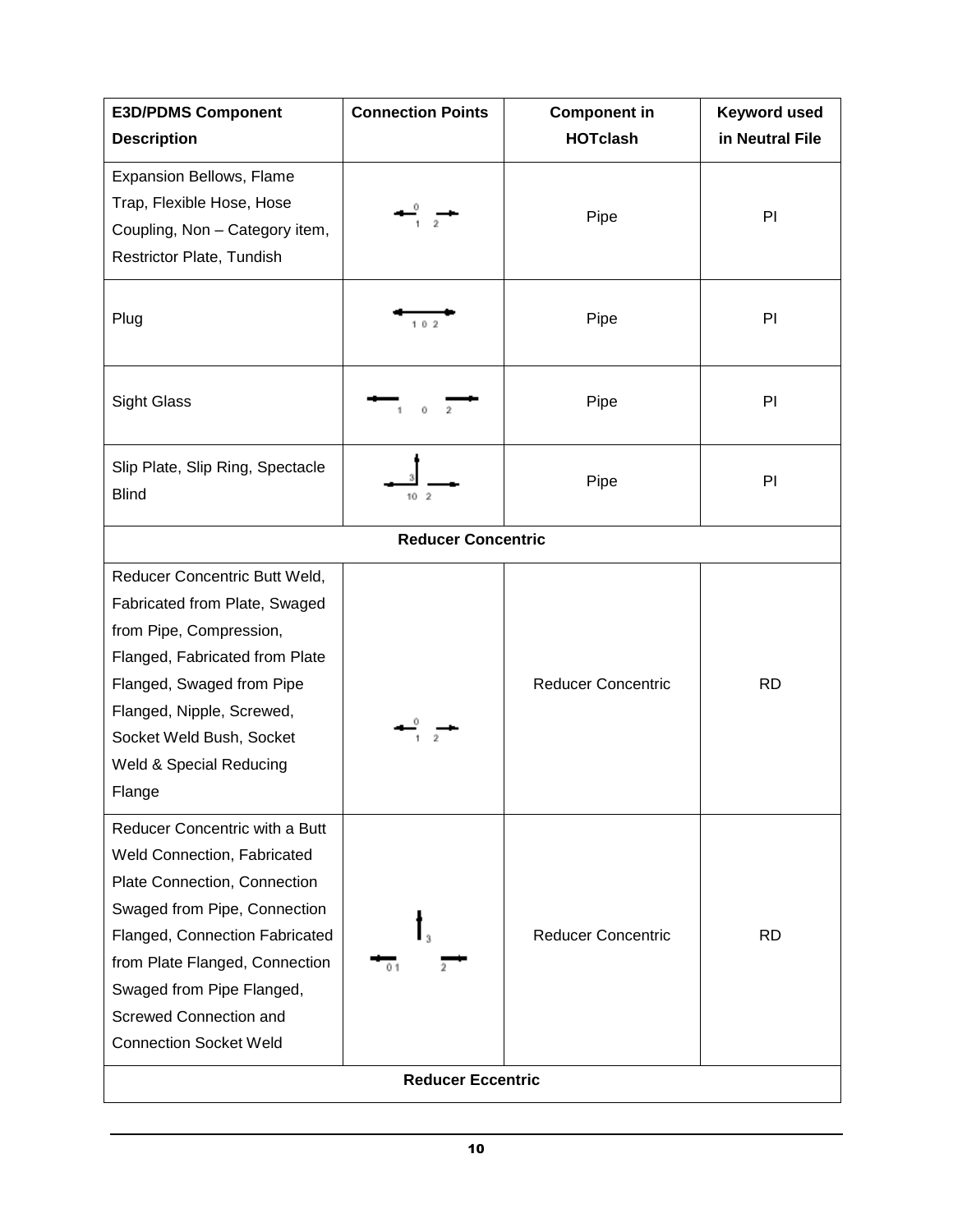| E3D/PDMS Component Description | Connection Points | Component in HOTclash | Keyword used in Neutral File |
|---|---|---|---|
| Expansion Bellows, Flame Trap, Flexible Hose, Hose Coupling, Non – Category item, Restrictor Plate, Tundish | 0 1 2 | Pipe | PI |
| Plug | 1 0 2 | Pipe | PI |
| Sight Glass | 1 0 2 | Pipe | PI |
| Slip Plate, Slip Ring, Spectacle Blind | 3 10 2 | Pipe | PI |
| **Reducer Concentric** | | | |
| Reducer Concentric Butt Weld, Fabricated from Plate, Swaged from Pipe, Compression, Flanged, Fabricated from Plate Flanged, Swaged from Pipe Flanged, Nipple, Screwed, Socket Weld Bush, Socket Weld & Special Reducing Flange | 0 1 2 | Reducer Concentric | RD |
| Reducer Concentric with a Butt Weld Connection, Fabricated Plate Connection, Connection Swaged from Pipe, Connection Flanged, Connection Fabricated from Plate Flanged, Connection Swaged from Pipe Flanged, Screwed Connection and Connection Socket Weld | 3 0 1 2 | Reducer Concentric | RD |
| **Reducer Eccentric** | | | |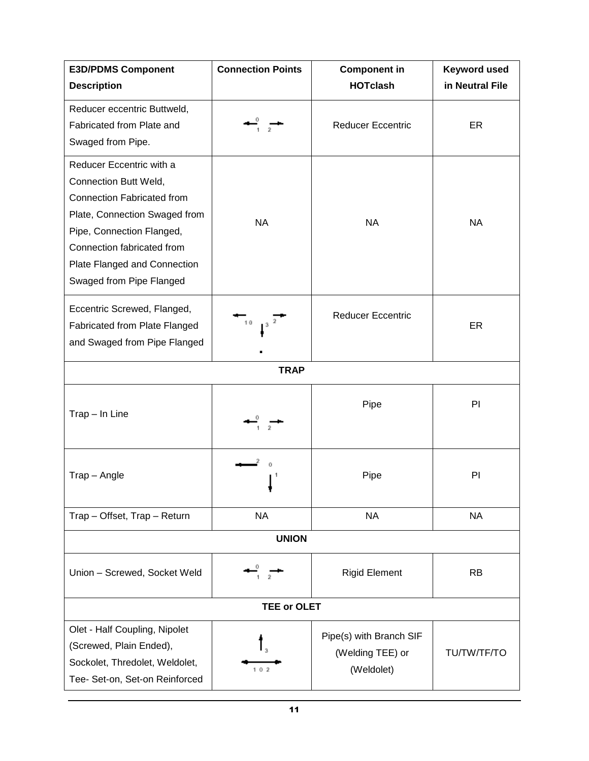| E3D/PDMS Component Description | Connection Points | Component in HOTclash | Keyword used in Neutral File |
|---|---|---|---|
| Reducer eccentric Buttweld, Fabricated from Plate and Swaged from Pipe. | 0 1 2 | Reducer Eccentric | ER |
| Reducer Eccentric with a Connection Butt Weld, Connection Fabricated from Plate, Connection Swaged from Pipe, Connection Flanged, Connection fabricated from Plate Flanged and Connection Swaged from Pipe Flanged | NA | NA | NA |
| Eccentric Screwed, Flanged, Fabricated from Plate Flanged and Swaged from Pipe Flanged | 1 0 3 2 | Reducer Eccentric | ER |
| **TRAP** | | | |
| Trap – In Line | 0 1 2 | Pipe | PI |
| Trap – Angle | 2 0 1 | Pipe | PI |
| Trap – Offset, Trap – Return | NA | NA | NA |
| **UNION** | | | |
| Union – Screwed, Socket Weld | 0 1 2 | Rigid Element | RB |
| **TEE or OLET** | | | |
| Olet - Half Coupling, Nipolet (Screwed, Plain Ended), Sockolet, Thredolet, Weldolet, Tee- Set-on, Set-on Reinforced | 3 1 0 2 | Pipe(s) with Branch SIF (Welding TEE) or (Weldolet) | TU/TW/TF/TO |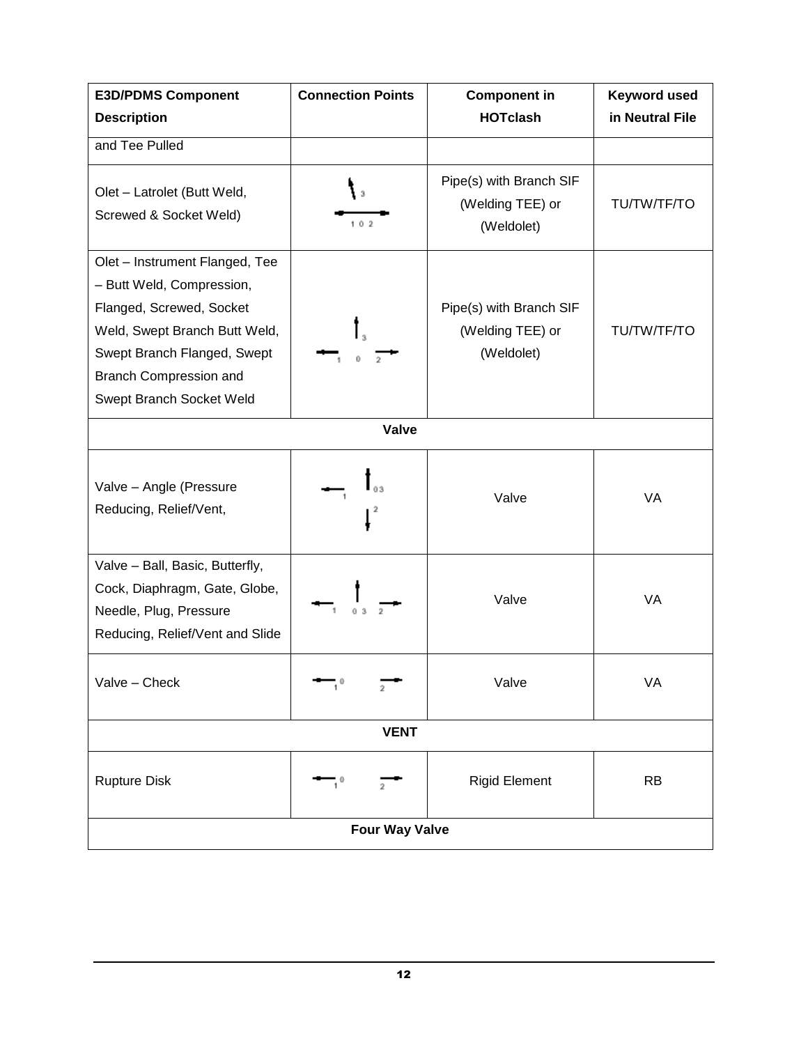| E3D/PDMS Component Description | Connection Points | Component in HOTclash | Keyword used in Neutral File |
|---|---|---|---|
| and Tee Pulled | | | |
| Olet – Latrolet (Butt Weld, Screwed & Socket Weld) | 3 1 0 2 | Pipe(s) with Branch SIF (Welding TEE) or (Weldolet) | TU/TW/TF/TO |
| Olet – Instrument Flanged, Tee – Butt Weld, Compression, Flanged, Screwed, Socket Weld, Swept Branch Butt Weld, Swept Branch Flanged, Swept Branch Compression and Swept Branch Socket Weld | 3 1 0 2 | Pipe(s) with Branch SIF (Welding TEE) or (Weldolet) | TU/TW/TF/TO |
| **Valve** | | | |
| Valve – Angle (Pressure Reducing, Relief/Vent, | 1 0 3 2 | Valve | VA |
| Valve – Ball, Basic, Butterfly, Cock, Diaphragm, Gate, Globe, Needle, Plug, Pressure Reducing, Relief/Vent and Slide | 1 0 3 2 | Valve | VA |
| Valve – Check | 1 0 2 | Valve | VA |
| **VENT** | | | |
| Rupture Disk | 1 0 2 | Rigid Element | RB |
| **Four Way Valve** | | | |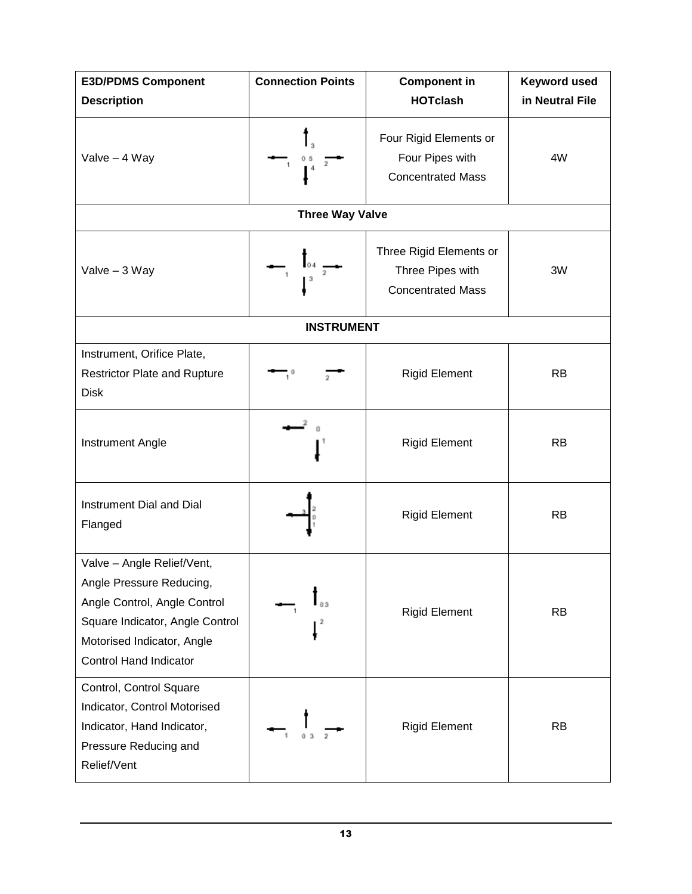| E3D/PDMS Component Description | Connection Points | Component in HOTclash | Keyword used in Neutral File |
|---|---|---|---|
| Valve – 4 Way | | Four Rigid Elements or Four Pipes with Concentrated Mass | 4W |
| **Three Way Valve** | | | |
| Valve – 3 Way | | Three Rigid Elements or Three Pipes with Concentrated Mass | 3W |
| **INSTRUMENT** | | | |
| Instrument, Orifice Plate, Restrictor Plate and Rupture Disk | | Rigid Element | RB |
| Instrument Angle | | Rigid Element | RB |
| Instrument Dial and Dial Flanged | | Rigid Element | RB |
| Valve – Angle Relief/Vent, Angle Pressure Reducing, Angle Control, Angle Control Square Indicator, Angle Control Motorised Indicator, Angle Control Hand Indicator | | Rigid Element | RB |
| Control, Control Square Indicator, Control Motorised Indicator, Hand Indicator, Pressure Reducing and Relief/Vent | | Rigid Element | RB |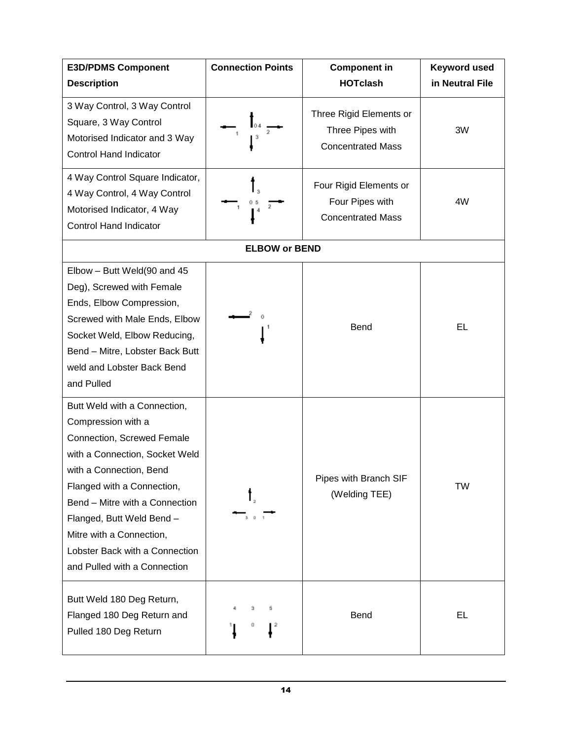| E3D/PDMS Component Description | Connection Points | Component in HOTclash | Keyword used in Neutral File |
|---|---|---|---|
| 3 Way Control, 3 Way Control Square, 3 Way Control Motorised Indicator and 3 Way Control Hand Indicator | | Three Rigid Elements or Three Pipes with Concentrated Mass | 3W |
| 4 Way Control Square Indicator, 4 Way Control, 4 Way Control Motorised Indicator, 4 Way Control Hand Indicator | | Four Rigid Elements or Four Pipes with Concentrated Mass | 4W |
| **ELBOW or BEND** | | | |
| Elbow – Butt Weld(90 and 45 Deg), Screwed with Female Ends, Elbow Compression, Screwed with Male Ends, Elbow Socket Weld, Elbow Reducing, Bend – Mitre, Lobster Back Butt weld and Lobster Back Bend and Pulled | | Bend | EL |
| Butt Weld with a Connection, Compression with a Connection, Screwed Female with a Connection, Socket Weld with a Connection, Bend Flanged with a Connection, Bend – Mitre with a Connection Flanged, Butt Weld Bend – Mitre with a Connection, Lobster Back with a Connection and Pulled with a Connection | | Pipes with Branch SIF (Welding TEE) | TW |
| Butt Weld 180 Deg Return, Flanged 180 Deg Return and Pulled 180 Deg Return | | Bend | EL |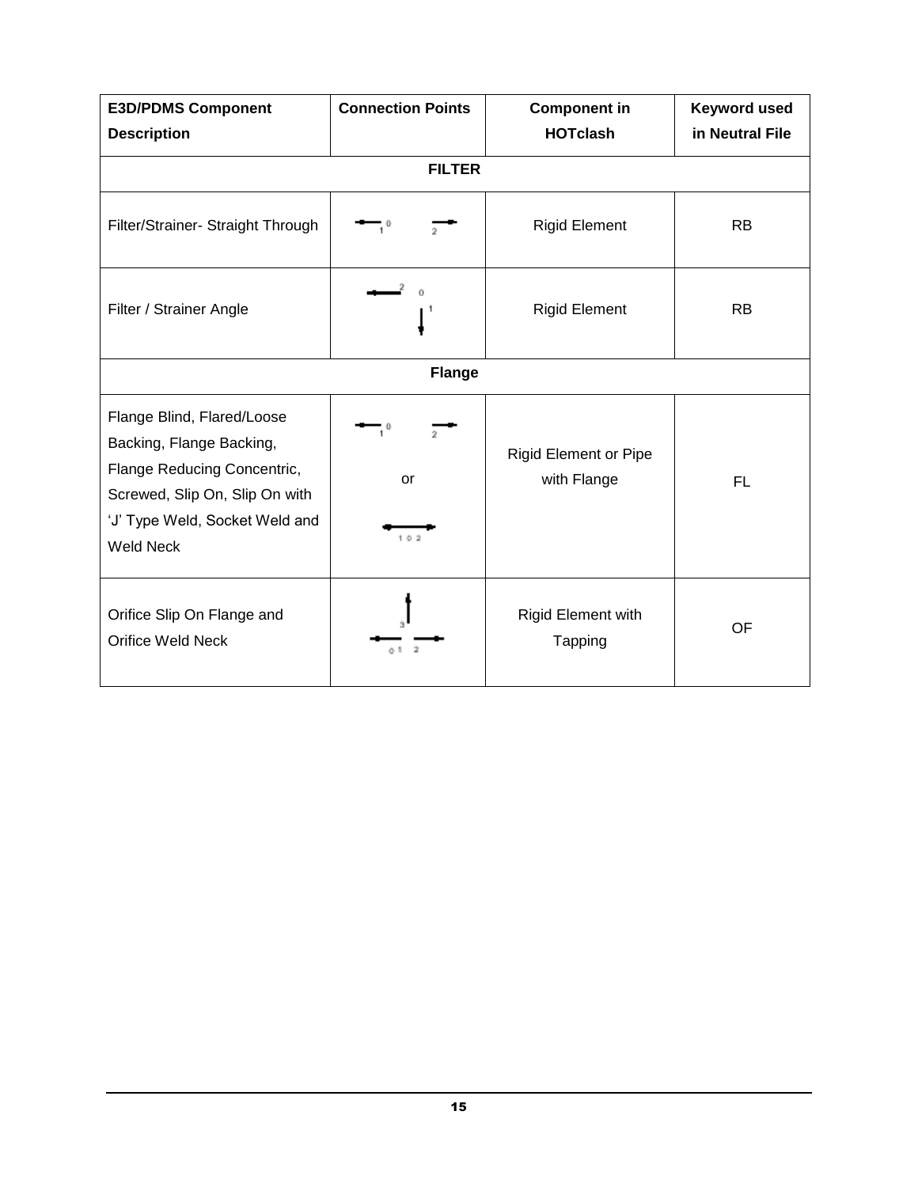| E3D/PDMS Component Description | Connection Points | Component in HOTclash | Keyword used in Neutral File |
|---|---|---|---|
| **FILTER** | | | |
| Filter/Strainer- Straight Through | 1 0 2 | Rigid Element | RB |
| Filter / Strainer Angle | 2 0 1 | Rigid Element | RB |
| **Flange** | | | |
| Flange Blind, Flared/Loose Backing, Flange Backing, Flange Reducing Concentric, Screwed, Slip On, Slip On with 'J' Type Weld, Socket Weld and Weld Neck | 1 0 2 or 1 0 2 | Rigid Element or Pipe with Flange | FL |
| Orifice Slip On Flange and Orifice Weld Neck | 3 0 1 2 | Rigid Element with Tapping | OF |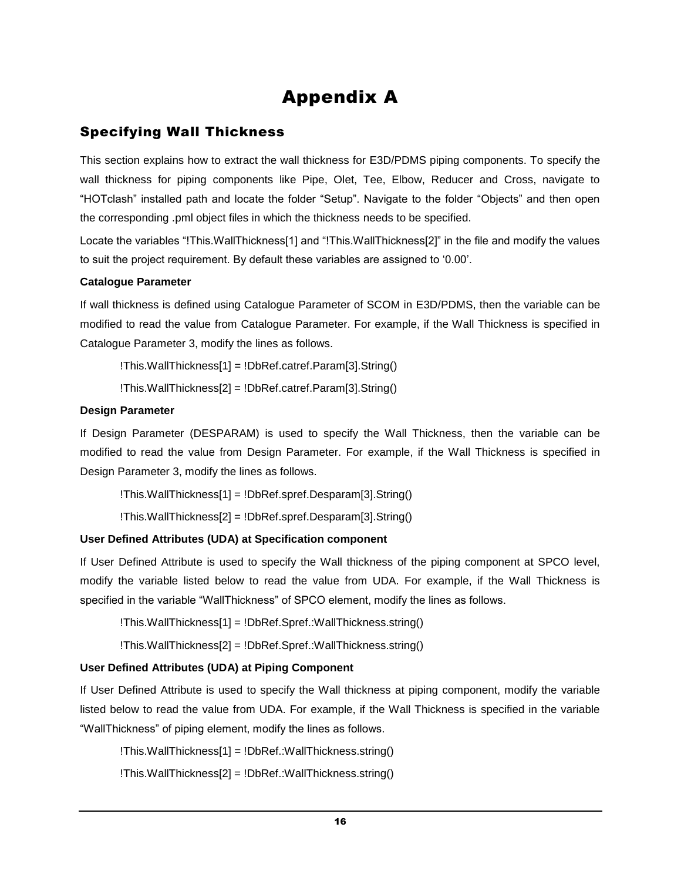# Appendix A

## Specifying Wall Thickness

This section explains how to extract the wall thickness for E3D/PDMS piping components. To specify the wall thickness for piping components like Pipe, Olet, Tee, Elbow, Reducer and Cross, navigate to "HOTclash" installed path and locate the folder "Setup". Navigate to the folder "Objects" and then open the corresponding .pml object files in which the thickness needs to be specified.

Locate the variables "!This.WallThickness[1] and "!This.WallThickness[2]" in the file and modify the values to suit the project requirement. By default these variables are assigned to '0.00'.

**Catalogue Parameter**

If wall thickness is defined using Catalogue Parameter of SCOM in E3D/PDMS, then the variable can be modified to read the value from Catalogue Parameter. For example, if the Wall Thickness is specified in Catalogue Parameter 3, modify the lines as follows.

```
!This.WallThickness[1] = !DbRef.catref.Param[3].String()
!This.WallThickness[2] = !DbRef.catref.Param[3].String()
```

**Design Parameter**

If Design Parameter (DESPARAM) is used to specify the Wall Thickness, then the variable can be modified to read the value from Design Parameter. For example, if the Wall Thickness is specified in Design Parameter 3, modify the lines as follows.

```
!This.WallThickness[1] = !DbRef.spref.Desparam[3].String()
!This.WallThickness[2] = !DbRef.spref.Desparam[3].String()
```

**User Defined Attributes (UDA) at Specification component**

If User Defined Attribute is used to specify the Wall thickness of the piping component at SPCO level, modify the variable listed below to read the value from UDA. For example, if the Wall Thickness is specified in the variable "WallThickness" of SPCO element, modify the lines as follows.

```
!This.WallThickness[1] = !DbRef.Spref.:WallThickness.string()
!This.WallThickness[2] = !DbRef.Spref.:WallThickness.string()
```

**User Defined Attributes (UDA) at Piping Component**

If User Defined Attribute is used to specify the Wall thickness at piping component, modify the variable listed below to read the value from UDA. For example, if the Wall Thickness is specified in the variable "WallThickness" of piping element, modify the lines as follows.

```
!This.WallThickness[1] = !DbRef.:WallThickness.string()
!This.WallThickness[2] = !DbRef.:WallThickness.string()
```